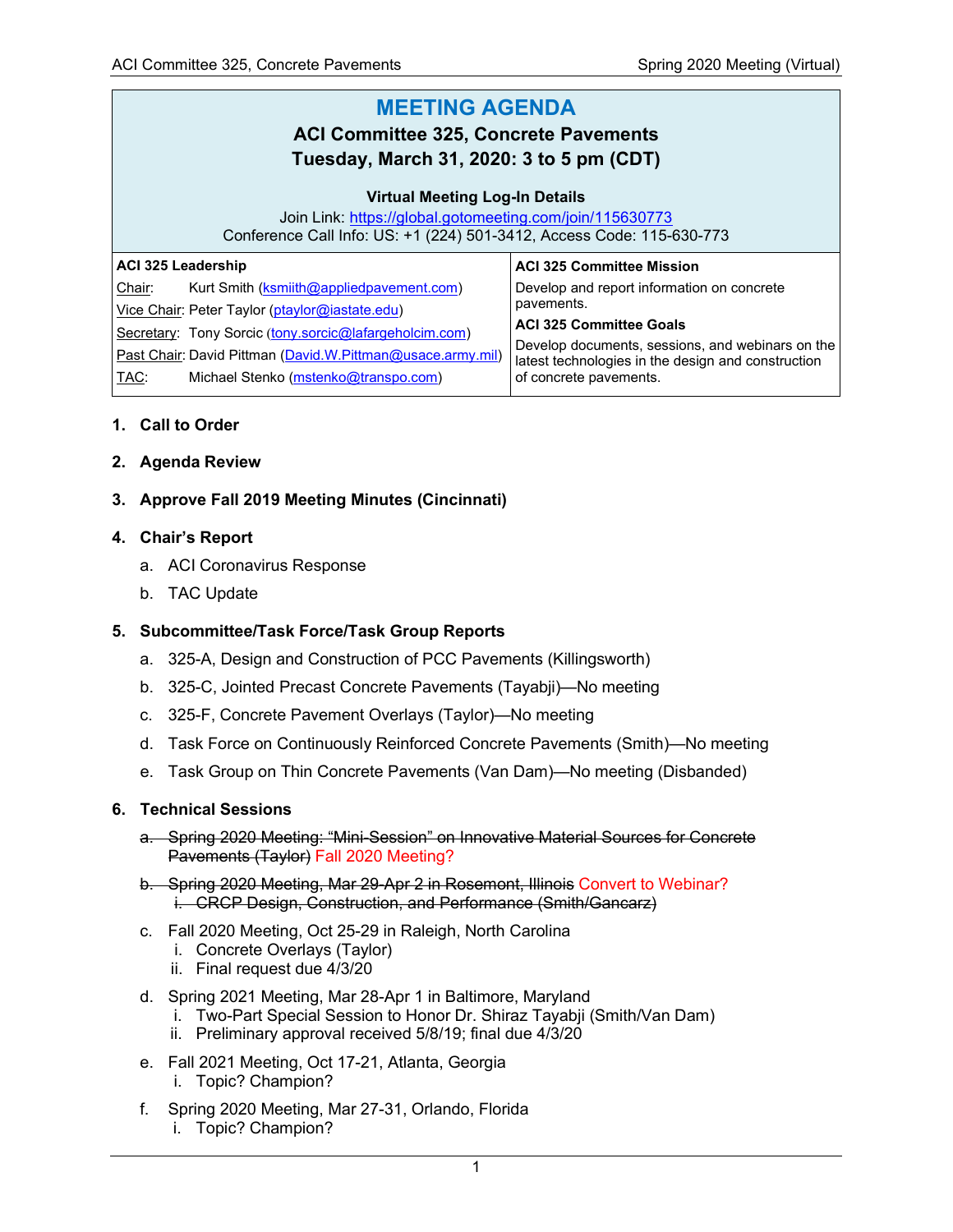# MEETING AGENDA

## ACI Committee 325, Concrete Pavements

## Tuesday, March 31, 2020: 3 to 5 pm (CDT)

**Virtual Meeting Log-In Details**

Join Link: https://global.gotomeeting.com/join/115630773

Conference Call Info: US: +1 (224) 501-3412, Access Code: 115-630-773

| **ACI 325 Leadership** | | **ACI 325 Committee Mission** |
|---|---|---|
| Chair: | Kurt Smith (ksmiith@appliedpavement.com) | Develop and report information on concrete pavements. |
| Vice Chair: | Peter Taylor (ptaylor@iastate.edu) | **ACI 325 Committee Goals** |
| Secretary: | Tony Sorcic (tony.sorcic@lafargeholcim.com) | Develop documents, sessions, and webinars on the latest technologies in the design and construction of concrete pavements. |
| Past Chair: | David Pittman (David.W.Pittman@usace.army.mil) | |
| TAC: | Michael Stenko (mstenko@transpo.com) | |

1. **Call to Order**

2. **Agenda Review**

3. **Approve Fall 2019 Meeting Minutes (Cincinnati)**

4. **Chair's Report**
   a. ACI Coronavirus Response
   b. TAC Update

5. **Subcommittee/Task Force/Task Group Reports**
   a. 325-A, Design and Construction of PCC Pavements (Killingsworth)
   b. 325-C, Jointed Precast Concrete Pavements (Tayabji)—No meeting
   c. 325-F, Concrete Pavement Overlays (Taylor)—No meeting
   d. Task Force on Continuously Reinforced Concrete Pavements (Smith)—No meeting
   e. Task Group on Thin Concrete Pavements (Van Dam)—No meeting (Disbanded)

6. **Technical Sessions**
   a. ~~Spring 2020 Meeting: "Mini-Session" on Innovative Material Sources for Concrete Pavements (Taylor)~~ Fall 2020 Meeting?
   b. ~~Spring 2020 Meeting, Mar 29-Apr 2 in Rosemont, Illinois~~ Convert to Webinar?
      i. ~~CRCP Design, Construction, and Performance (Smith/Gancarz)~~
   c. Fall 2020 Meeting, Oct 25-29 in Raleigh, North Carolina
      i. Concrete Overlays (Taylor)
      ii. Final request due 4/3/20
   d. Spring 2021 Meeting, Mar 28-Apr 1 in Baltimore, Maryland
      i. Two-Part Special Session to Honor Dr. Shiraz Tayabji (Smith/Van Dam)
      ii. Preliminary approval received 5/8/19; final due 4/3/20
   e. Fall 2021 Meeting, Oct 17-21, Atlanta, Georgia
      i. Topic? Champion?
   f. Spring 2020 Meeting, Mar 27-31, Orlando, Florida
      i. Topic? Champion?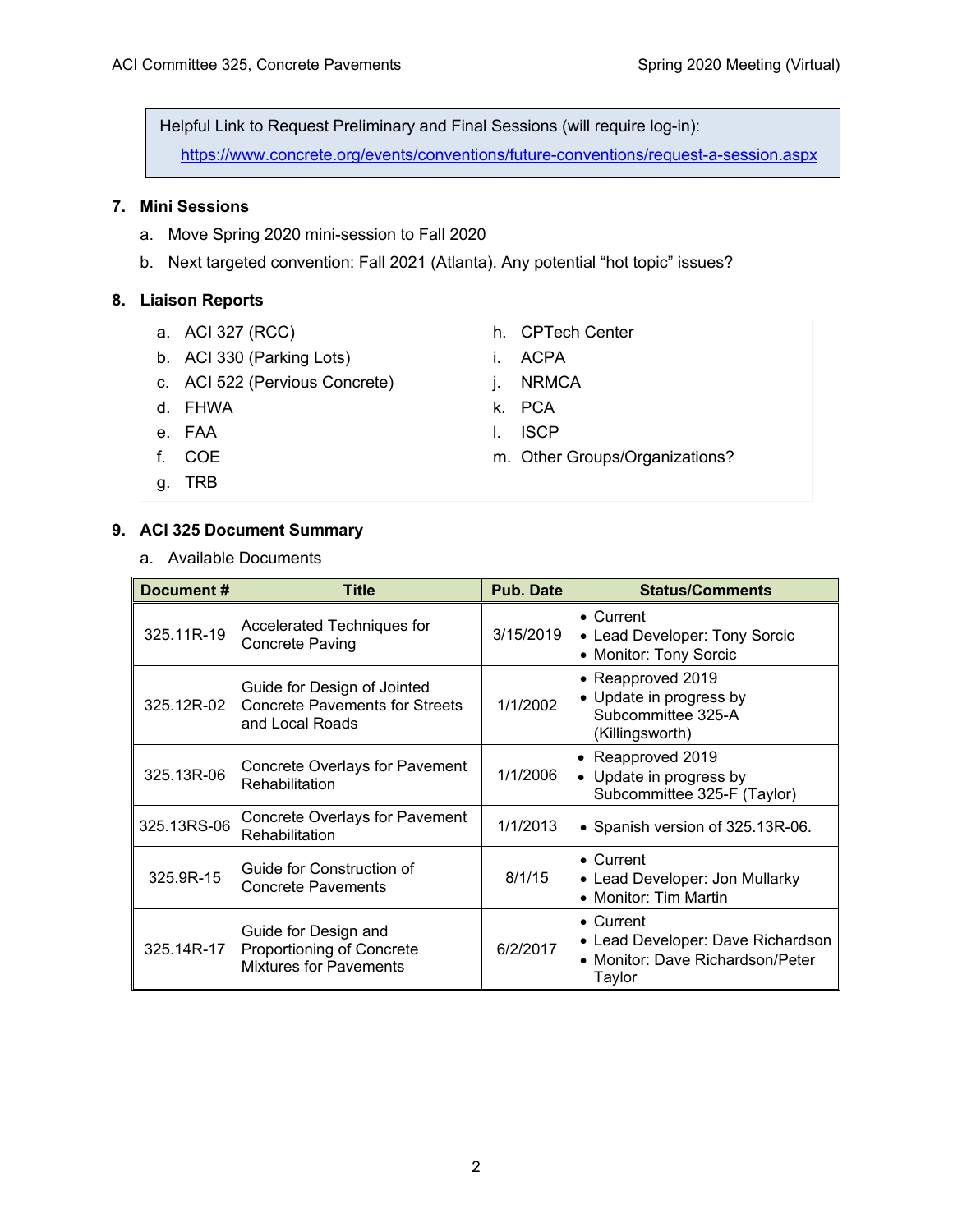Helpful Link to Request Preliminary and Final Sessions (will require log-in):

https://www.concrete.org/events/conventions/future-conventions/request-a-session.aspx

### 7. Mini Sessions

a. Move Spring 2020 mini-session to Fall 2020

b. Next targeted convention: Fall 2021 (Atlanta). Any potential "hot topic" issues?

### 8. Liaison Reports

a. ACI 327 (RCC)
b. ACI 330 (Parking Lots)
c. ACI 522 (Pervious Concrete)
d. FHWA
e. FAA
f. COE
g. TRB
h. CPTech Center
i. ACPA
j. NRMCA
k. PCA
l. ISCP
m. Other Groups/Organizations?

### 9. ACI 325 Document Summary

a. Available Documents

| Document # | Title | Pub. Date | Status/Comments |
|---|---|---|---|
| 325.11R-19 | Accelerated Techniques for Concrete Paving | 3/15/2019 | • Current<br>• Lead Developer: Tony Sorcic<br>• Monitor: Tony Sorcic |
| 325.12R-02 | Guide for Design of Jointed Concrete Pavements for Streets and Local Roads | 1/1/2002 | • Reapproved 2019<br>• Update in progress by Subcommittee 325-A (Killingsworth) |
| 325.13R-06 | Concrete Overlays for Pavement Rehabilitation | 1/1/2006 | • Reapproved 2019<br>• Update in progress by Subcommittee 325-F (Taylor) |
| 325.13RS-06 | Concrete Overlays for Pavement Rehabilitation | 1/1/2013 | • Spanish version of 325.13R-06. |
| 325.9R-15 | Guide for Construction of Concrete Pavements | 8/1/15 | • Current<br>• Lead Developer: Jon Mullarky<br>• Monitor: Tim Martin |
| 325.14R-17 | Guide for Design and Proportioning of Concrete Mixtures for Pavements | 6/2/2017 | • Current<br>• Lead Developer: Dave Richardson<br>• Monitor: Dave Richardson/Peter Taylor |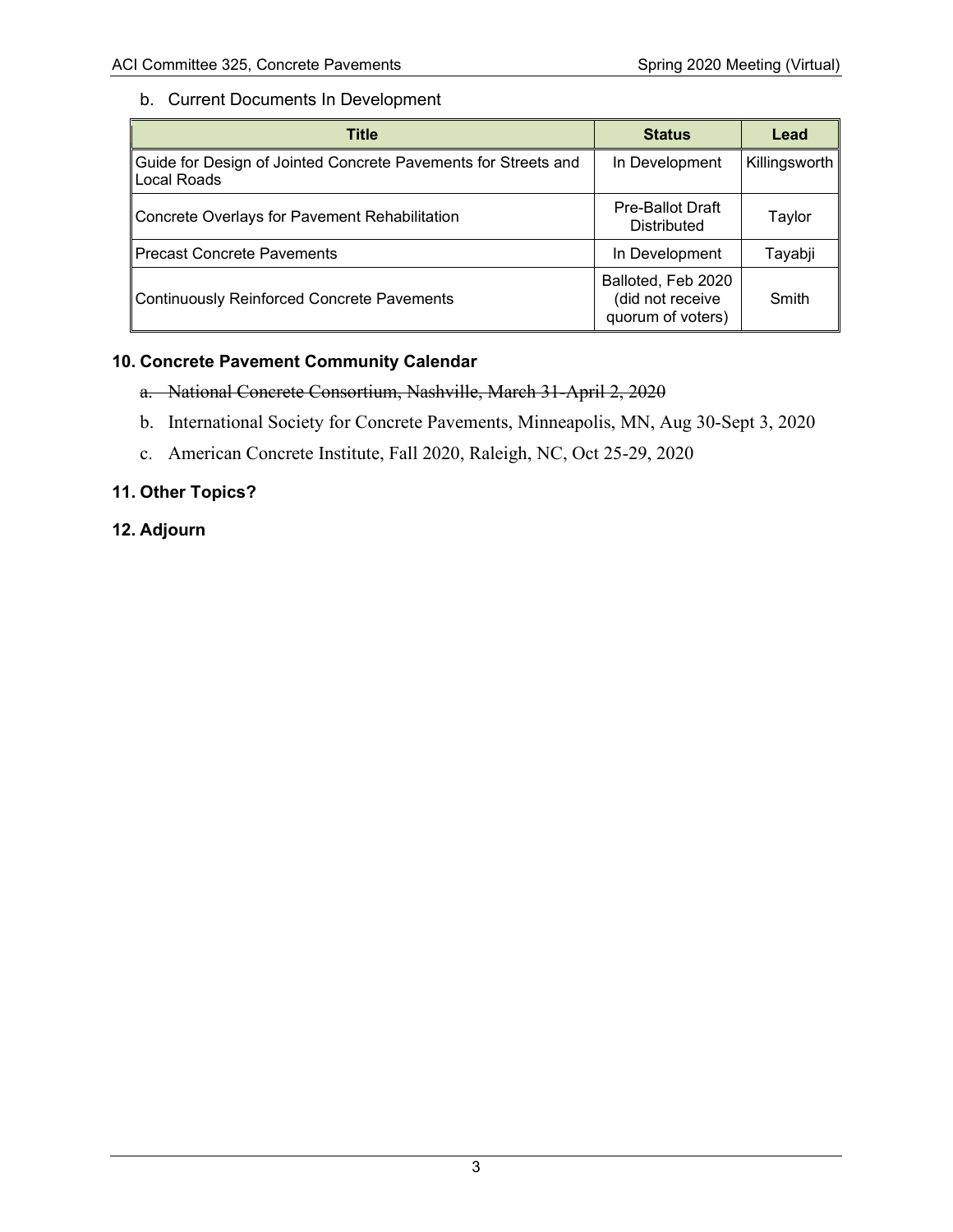b. Current Documents In Development

| Title | Status | Lead |
|---|---|---|
| Guide for Design of Jointed Concrete Pavements for Streets and Local Roads | In Development | Killingsworth |
| Concrete Overlays for Pavement Rehabilitation | Pre-Ballot Draft Distributed | Taylor |
| Precast Concrete Pavements | In Development | Tayabji |
| Continuously Reinforced Concrete Pavements | Balloted, Feb 2020 (did not receive quorum of voters) | Smith |

## 10. Concrete Pavement Community Calendar

a. ~~National Concrete Consortium, Nashville, March 31-April 2, 2020~~

b. International Society for Concrete Pavements, Minneapolis, MN, Aug 30-Sept 3, 2020

c. American Concrete Institute, Fall 2020, Raleigh, NC, Oct 25-29, 2020

## 11. Other Topics?

## 12. Adjourn